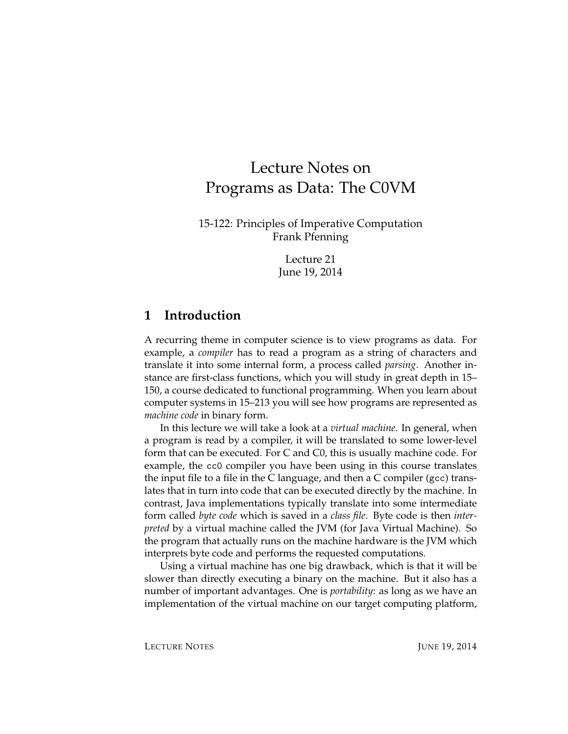# Lecture Notes on Programs as Data: The C0VM

15-122: Principles of Imperative Computation
Frank Pfenning

Lecture 21
June 19, 2014

## 1 Introduction

A recurring theme in computer science is to view programs as data. For example, a *compiler* has to read a program as a string of characters and translate it into some internal form, a process called *parsing*. Another instance are first-class functions, which you will study in great depth in 15–150, a course dedicated to functional programming. When you learn about computer systems in 15–213 you will see how programs are represented as *machine code* in binary form.

In this lecture we will take a look at a *virtual machine*. In general, when a program is read by a compiler, it will be translated to some lower-level form that can be executed. For C and C0, this is usually machine code. For example, the `cc0` compiler you have been using in this course translates the input file to a file in the C language, and then a C compiler (`gcc`) translates that in turn into code that can be executed directly by the machine. In contrast, Java implementations typically translate into some intermediate form called *byte code* which is saved in a *class file*. Byte code is then *interpreted* by a virtual machine called the JVM (for Java Virtual Machine). So the program that actually runs on the machine hardware is the JVM which interprets byte code and performs the requested computations.

Using a virtual machine has one big drawback, which is that it will be slower than directly executing a binary on the machine. But it also has a number of important advantages. One is *portability*: as long as we have an implementation of the virtual machine on our target computing platform,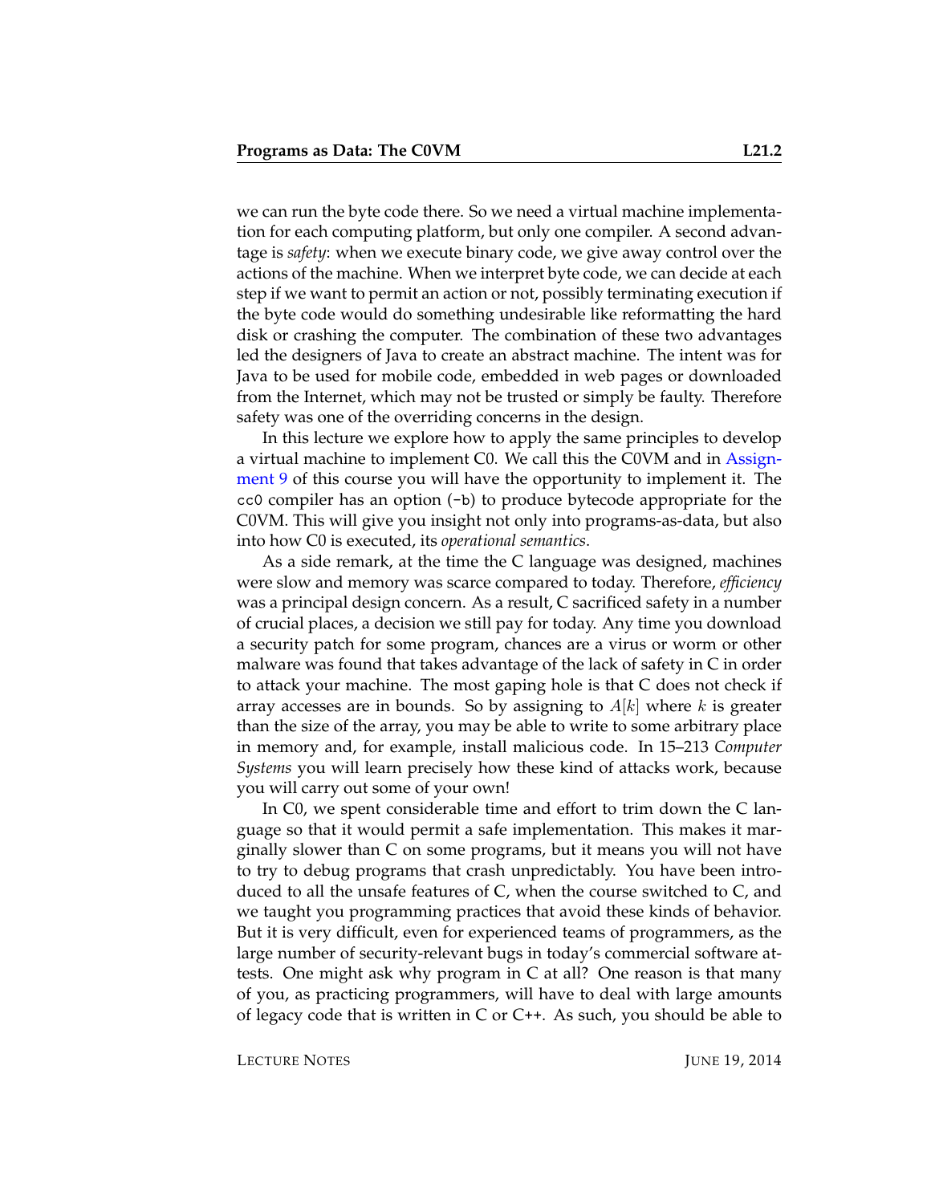we can run the byte code there. So we need a virtual machine implementation for each computing platform, but only one compiler. A second advantage is *safety*: when we execute binary code, we give away control over the actions of the machine. When we interpret byte code, we can decide at each step if we want to permit an action or not, possibly terminating execution if the byte code would do something undesirable like reformatting the hard disk or crashing the computer. The combination of these two advantages led the designers of Java to create an abstract machine. The intent was for Java to be used for mobile code, embedded in web pages or downloaded from the Internet, which may not be trusted or simply be faulty. Therefore safety was one of the overriding concerns in the design.

In this lecture we explore how to apply the same principles to develop a virtual machine to implement C0. We call this the C0VM and in Assignment 9 of this course you will have the opportunity to implement it. The `cc0` compiler has an option (`-b`) to produce bytecode appropriate for the C0VM. This will give you insight not only into programs-as-data, but also into how C0 is executed, its *operational semantics*.

As a side remark, at the time the C language was designed, machines were slow and memory was scarce compared to today. Therefore, *efficiency* was a principal design concern. As a result, C sacrificed safety in a number of crucial places, a decision we still pay for today. Any time you download a security patch for some program, chances are a virus or worm or other malware was found that takes advantage of the lack of safety in C in order to attack your machine. The most gaping hole is that C does not check if array accesses are in bounds. So by assigning to $A[k]$ where $k$ is greater than the size of the array, you may be able to write to some arbitrary place in memory and, for example, install malicious code. In 15–213 *Computer Systems* you will learn precisely how these kind of attacks work, because you will carry out some of your own!

In C0, we spent considerable time and effort to trim down the C language so that it would permit a safe implementation. This makes it marginally slower than C on some programs, but it means you will not have to try to debug programs that crash unpredictably. You have been introduced to all the unsafe features of C, when the course switched to C, and we taught you programming practices that avoid these kinds of behavior. But it is very difficult, even for experienced teams of programmers, as the large number of security-relevant bugs in today's commercial software attests. One might ask why program in C at all? One reason is that many of you, as practicing programmers, will have to deal with large amounts of legacy code that is written in C or C++. As such, you should be able to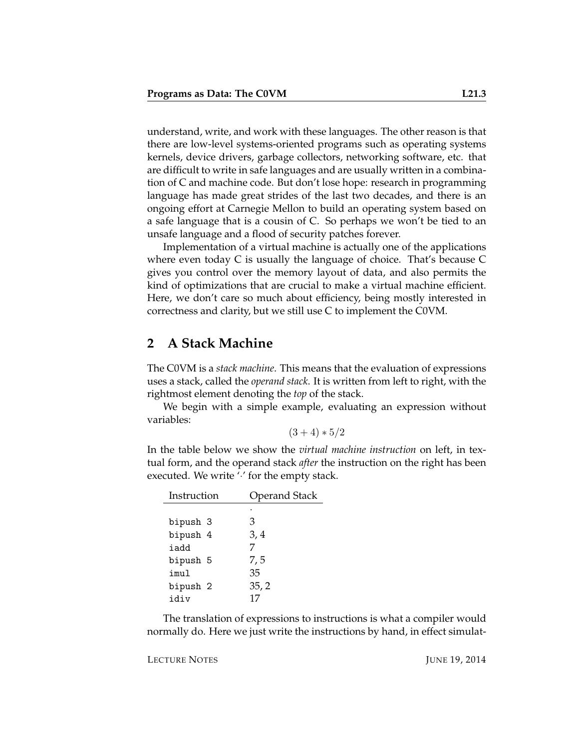understand, write, and work with these languages. The other reason is that there are low-level systems-oriented programs such as operating systems kernels, device drivers, garbage collectors, networking software, etc. that are difficult to write in safe languages and are usually written in a combination of C and machine code. But don't lose hope: research in programming language has made great strides of the last two decades, and there is an ongoing effort at Carnegie Mellon to build an operating system based on a safe language that is a cousin of C. So perhaps we won't be tied to an unsafe language and a flood of security patches forever.

Implementation of a virtual machine is actually one of the applications where even today C is usually the language of choice. That's because C gives you control over the memory layout of data, and also permits the kind of optimizations that are crucial to make a virtual machine efficient. Here, we don't care so much about efficiency, being mostly interested in correctness and clarity, but we still use C to implement the C0VM.

## 2 A Stack Machine

The C0VM is a *stack machine*. This means that the evaluation of expressions uses a stack, called the *operand stack*. It is written from left to right, with the rightmost element denoting the *top* of the stack.

We begin with a simple example, evaluating an expression without variables:

$$(3 + 4) * 5/2$$

In the table below we show the *virtual machine instruction* on left, in textual form, and the operand stack *after* the instruction on the right has been executed. We write '$\cdot$' for the empty stack.

| Instruction | Operand Stack |
|---|---|
| | $\cdot$ |
| `bipush 3` | 3 |
| `bipush 4` | 3, 4 |
| `iadd` | 7 |
| `bipush 5` | 7, 5 |
| `imul` | 35 |
| `bipush 2` | 35, 2 |
| `idiv` | 17 |

The translation of expressions to instructions is what a compiler would normally do. Here we just write the instructions by hand, in effect simulat-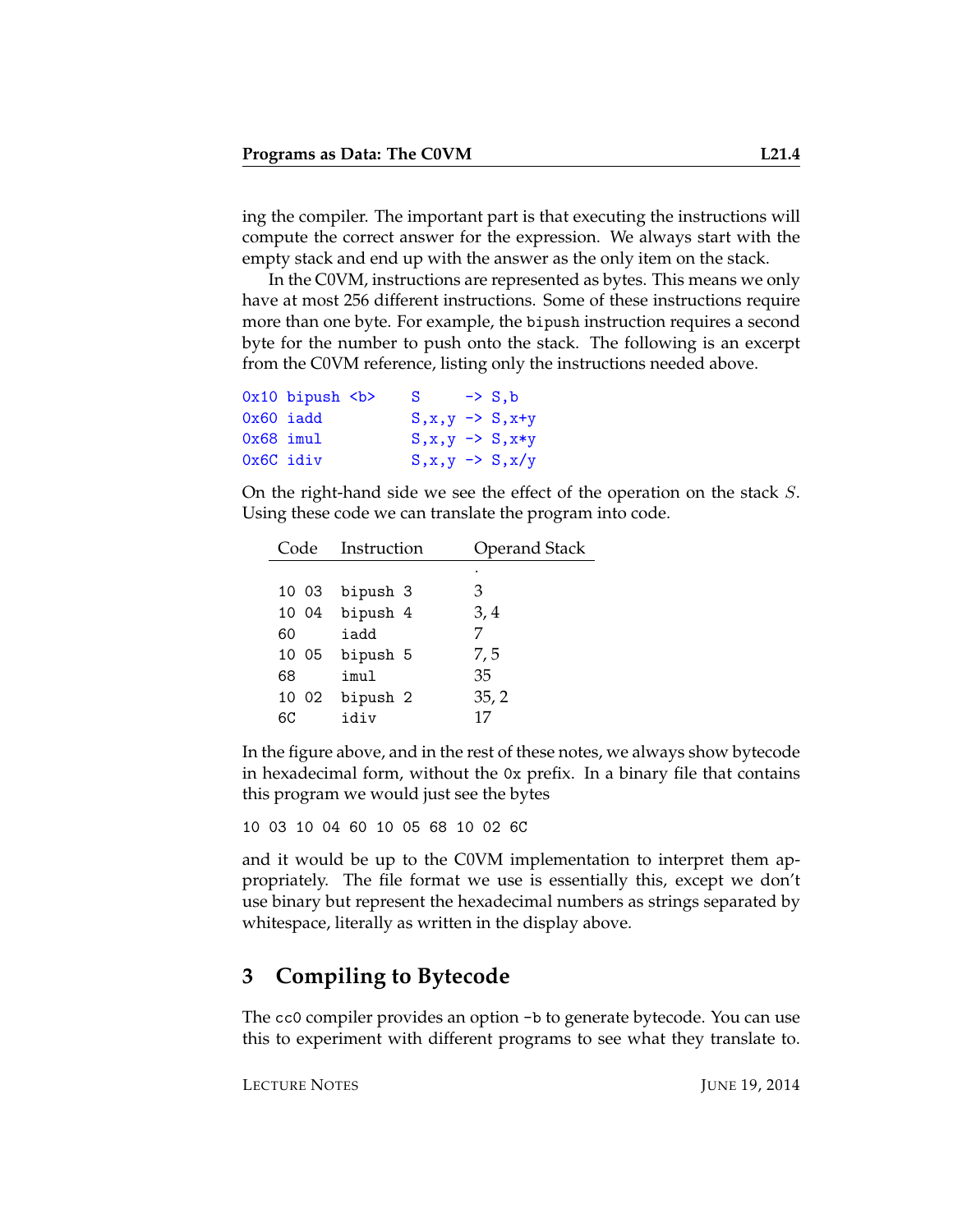ing the compiler. The important part is that executing the instructions will compute the correct answer for the expression. We always start with the empty stack and end up with the answer as the only item on the stack.

In the C0VM, instructions are represented as bytes. This means we only have at most 256 different instructions. Some of these instructions require more than one byte. For example, the `bipush` instruction requires a second byte for the number to push onto the stack. The following is an excerpt from the C0VM reference, listing only the instructions needed above.

```
0x10 bipush <b>     S      -> S,b
0x60 iadd           S,x,y -> S,x+y
0x68 imul           S,x,y -> S,x*y
0x6C idiv           S,x,y -> S,x/y
```

On the right-hand side we see the effect of the operation on the stack $S$. Using these code we can translate the program into code.

| Code | Instruction | Operand Stack |
|---|---|---|
| | | · |
| 10 03 | bipush 3 | 3 |
| 10 04 | bipush 4 | 3, 4 |
| 60 | iadd | 7 |
| 10 05 | bipush 5 | 7, 5 |
| 68 | imul | 35 |
| 10 02 | bipush 2 | 35, 2 |
| 6C | idiv | 17 |

In the figure above, and in the rest of these notes, we always show bytecode in hexadecimal form, without the `0x` prefix. In a binary file that contains this program we would just see the bytes

```
10 03 10 04 60 10 05 68 10 02 6C
```

and it would be up to the C0VM implementation to interpret them appropriately. The file format we use is essentially this, except we don't use binary but represent the hexadecimal numbers as strings separated by whitespace, literally as written in the display above.

## 3 Compiling to Bytecode

The `cc0` compiler provides an option `-b` to generate bytecode. You can use this to experiment with different programs to see what they translate to.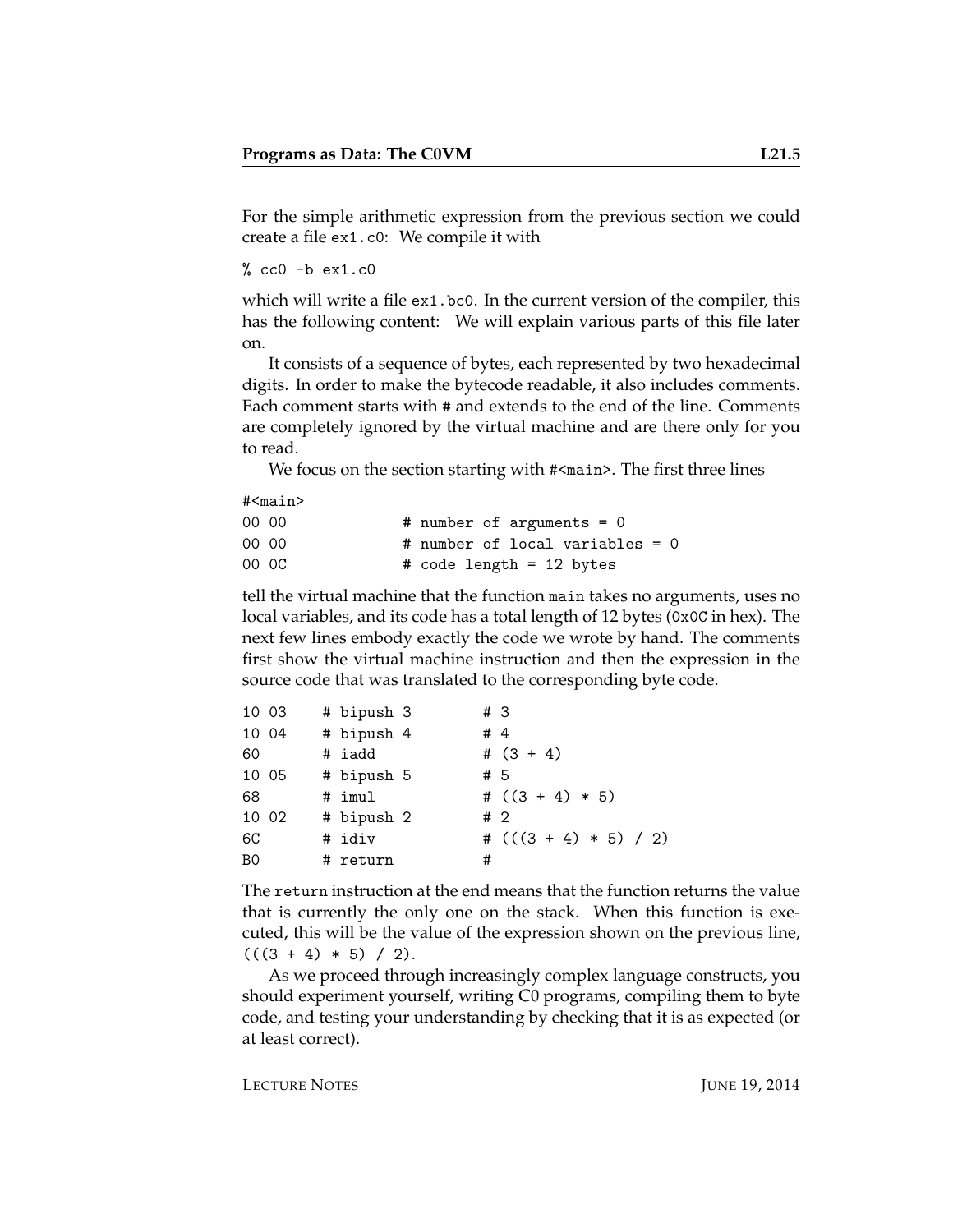For the simple arithmetic expression from the previous section we could create a file `ex1.c0`: We compile it with

```
% cc0 -b ex1.c0
```

which will write a file `ex1.bc0`. In the current version of the compiler, this has the following content: We will explain various parts of this file later on.

It consists of a sequence of bytes, each represented by two hexadecimal digits. In order to make the bytecode readable, it also includes comments. Each comment starts with # and extends to the end of the line. Comments are completely ignored by the virtual machine and are there only for you to read.

We focus on the section starting with `#<main>`. The first three lines

```
#<main>
00 00            # number of arguments = 0
00 00            # number of local variables = 0
00 0C            # code length = 12 bytes
```

tell the virtual machine that the function `main` takes no arguments, uses no local variables, and its code has a total length of 12 bytes (`0x0C` in hex). The next few lines embody exactly the code we wrote by hand. The comments first show the virtual machine instruction and then the expression in the source code that was translated to the corresponding byte code.

```
10 03    # bipush 3        # 3
10 04    # bipush 4        # 4
60       # iadd            # (3 + 4)
10 05    # bipush 5        # 5
68       # imul            # ((3 + 4) * 5)
10 02    # bipush 2        # 2
6C       # idiv            # (((3 + 4) * 5) / 2)
B0       # return          #
```

The `return` instruction at the end means that the function returns the value that is currently the only one on the stack. When this function is executed, this will be the value of the expression shown on the previous line, `(((3 + 4) * 5) / 2)`.

As we proceed through increasingly complex language constructs, you should experiment yourself, writing C0 programs, compiling them to byte code, and testing your understanding by checking that it is as expected (or at least correct).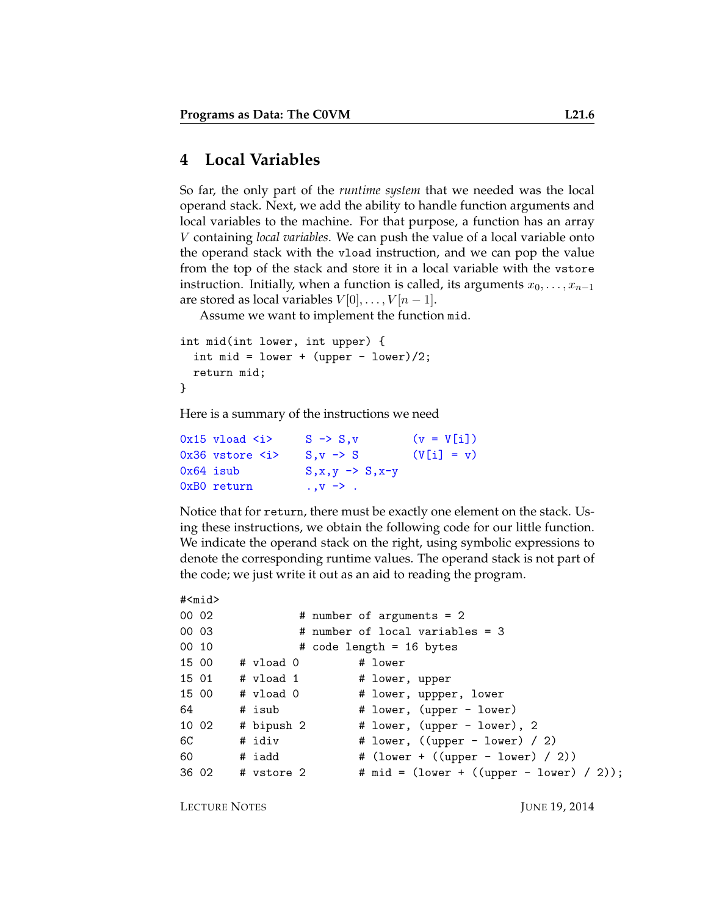## 4 Local Variables

So far, the only part of the *runtime system* that we needed was the local operand stack. Next, we add the ability to handle function arguments and local variables to the machine. For that purpose, a function has an array $V$ containing *local variables*. We can push the value of a local variable onto the operand stack with the `vload` instruction, and we can pop the value from the top of the stack and store it in a local variable with the `vstore` instruction. Initially, when a function is called, its arguments $x_0, \ldots, x_{n-1}$ are stored as local variables $V[0], \ldots, V[n-1]$.

Assume we want to implement the function `mid`.

```
int mid(int lower, int upper) {
  int mid = lower + (upper - lower)/2;
  return mid;
}
```

Here is a summary of the instructions we need

```
0x15 vload <i>     S -> S,v        (v = V[i])
0x36 vstore <i>    S,v -> S        (V[i] = v)
0x64 isub          S,x,y -> S,x-y
0xB0 return        .,v -> .
```

Notice that for `return`, there must be exactly one element on the stack. Using these instructions, we obtain the following code for our little function. We indicate the operand stack on the right, using symbolic expressions to denote the corresponding runtime values. The operand stack is not part of the code; we just write it out as an aid to reading the program.

```
#<mid>
00 02             # number of arguments = 2
00 03             # number of local variables = 3
00 10             # code length = 16 bytes
15 00    # vload 0        # lower
15 01    # vload 1        # lower, upper
15 00    # vload 0        # lower, uppper, lower
64       # isub           # lower, (upper - lower)
10 02    # bipush 2       # lower, (upper - lower), 2
6C       # idiv           # lower, ((upper - lower) / 2)
60       # iadd           # (lower + ((upper - lower) / 2))
36 02    # vstore 2       # mid = (lower + ((upper - lower) / 2));
```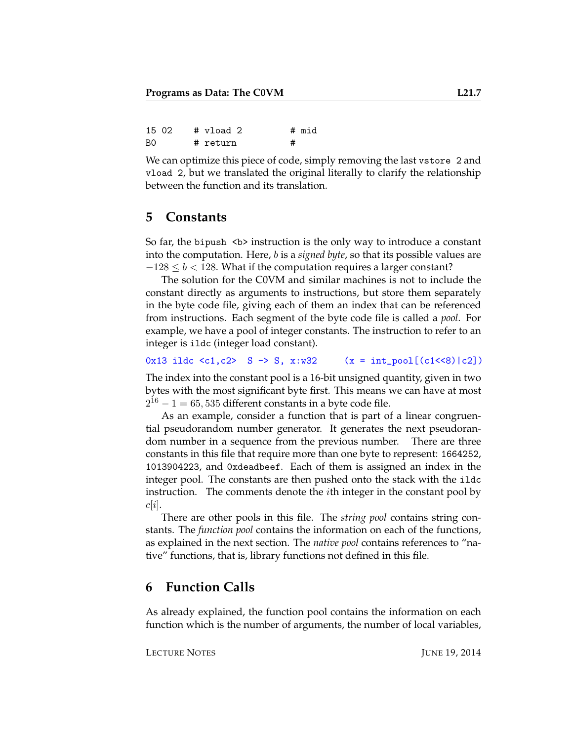```
15 02     # vload 2          # mid
B0        # return           #
```

We can optimize this piece of code, simply removing the last `vstore 2` and `vload 2`, but we translated the original literally to clarify the relationship between the function and its translation.

## 5 Constants

So far, the `bipush <b>` instruction is the only way to introduce a constant into the computation. Here, $b$ is a *signed byte*, so that its possible values are $-128 \leq b < 128$. What if the computation requires a larger constant?

The solution for the C0VM and similar machines is not to include the constant directly as arguments to instructions, but store them separately in the byte code file, giving each of them an index that can be referenced from instructions. Each segment of the byte code file is called a *pool*. For example, we have a pool of integer constants. The instruction to refer to an integer is `ildc` (integer load constant).

```
0x13 ildc <c1,c2>  S -> S, x:w32     (x = int_pool[(c1<<8)|c2])
```

The index into the constant pool is a 16-bit unsigned quantity, given in two bytes with the most significant byte first. This means we can have at most $2^{16} - 1 = 65,535$ different constants in a byte code file.

As an example, consider a function that is part of a linear congruential pseudorandom number generator. It generates the next pseudorandom number in a sequence from the previous number. There are three constants in this file that require more than one byte to represent: `1664252`, `1013904223`, and `0xdeadbeef`. Each of them is assigned an index in the integer pool. The constants are then pushed onto the stack with the `ildc` instruction. The comments denote the $i$th integer in the constant pool by $c[i]$.

There are other pools in this file. The *string pool* contains string constants. The *function pool* contains the information on each of the functions, as explained in the next section. The *native pool* contains references to "native" functions, that is, library functions not defined in this file.

## 6 Function Calls

As already explained, the function pool contains the information on each function which is the number of arguments, the number of local variables,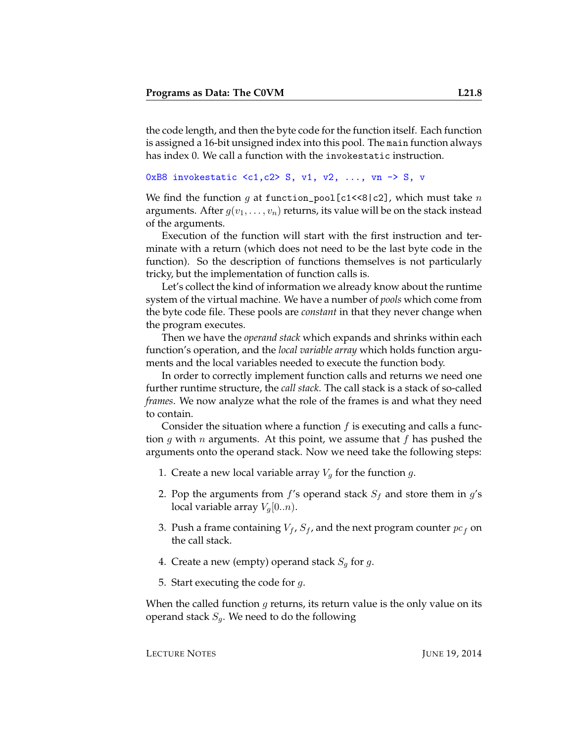the code length, and then the byte code for the function itself. Each function is assigned a 16-bit unsigned index into this pool. The `main` function always has index 0. We call a function with the `invokestatic` instruction.

```
0xB8 invokestatic <c1,c2> S, v1, v2, ..., vn -> S, v
```

We find the function $g$ at `function_pool[c1<<8|c2]`, which must take $n$ arguments. After $g(v_1, \ldots, v_n)$ returns, its value will be on the stack instead of the arguments.

Execution of the function will start with the first instruction and terminate with a return (which does not need to be the last byte code in the function). So the description of functions themselves is not particularly tricky, but the implementation of function calls is.

Let's collect the kind of information we already know about the runtime system of the virtual machine. We have a number of *pools* which come from the byte code file. These pools are *constant* in that they never change when the program executes.

Then we have the *operand stack* which expands and shrinks within each function's operation, and the *local variable array* which holds function arguments and the local variables needed to execute the function body.

In order to correctly implement function calls and returns we need one further runtime structure, the *call stack*. The call stack is a stack of so-called *frames*. We now analyze what the role of the frames is and what they need to contain.

Consider the situation where a function $f$ is executing and calls a function $g$ with $n$ arguments. At this point, we assume that $f$ has pushed the arguments onto the operand stack. Now we need take the following steps:

1. Create a new local variable array $V_g$ for the function $g$.
2. Pop the arguments from $f$'s operand stack $S_f$ and store them in $g$'s local variable array $V_g[0..n)$.
3. Push a frame containing $V_f$, $S_f$, and the next program counter $pc_f$ on the call stack.
4. Create a new (empty) operand stack $S_g$ for $g$.
5. Start executing the code for $g$.

When the called function $g$ returns, its return value is the only value on its operand stack $S_g$. We need to do the following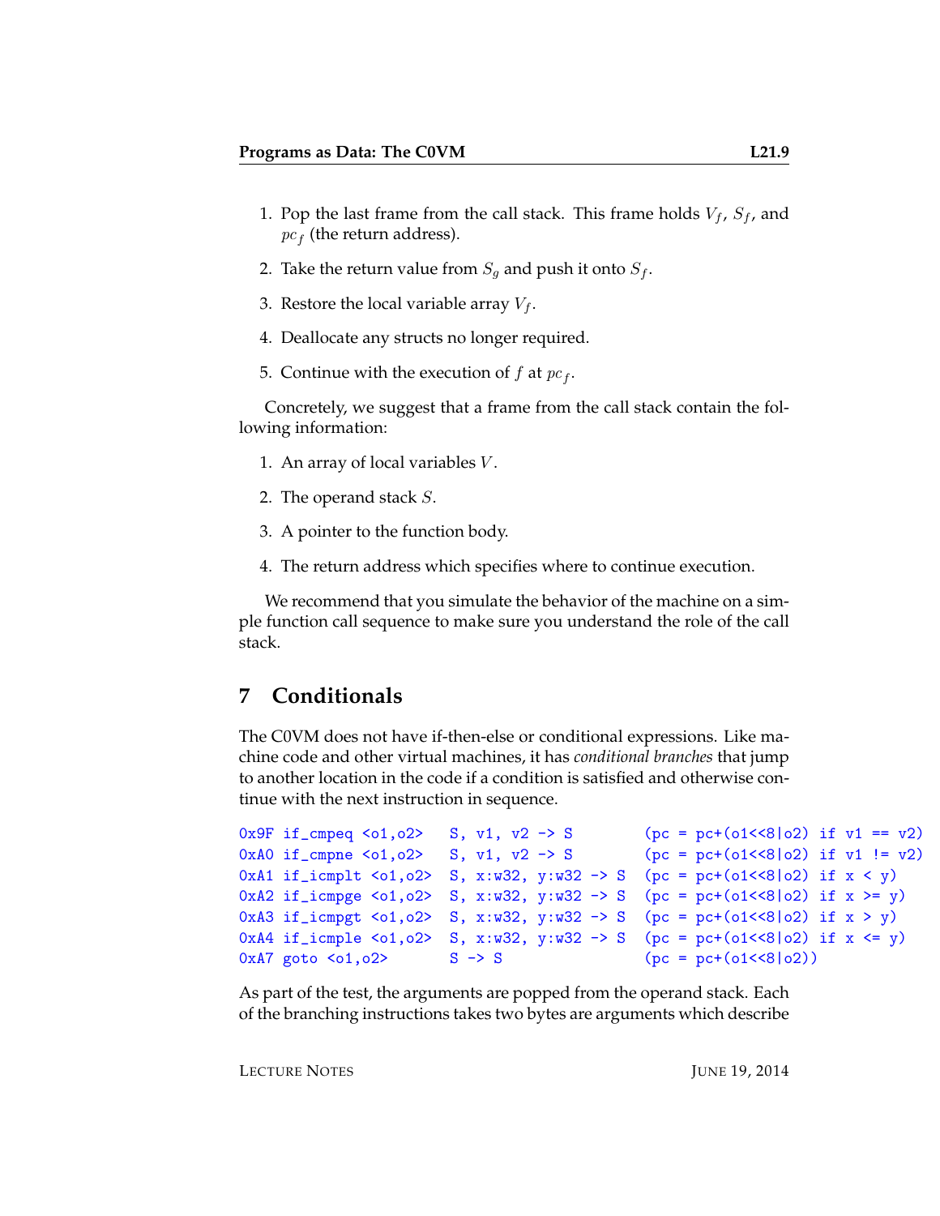1. Pop the last frame from the call stack. This frame holds $V_f$, $S_f$, and $pc_f$ (the return address).

2. Take the return value from $S_g$ and push it onto $S_f$.

3. Restore the local variable array $V_f$.

4. Deallocate any structs no longer required.

5. Continue with the execution of $f$ at $pc_f$.

Concretely, we suggest that a frame from the call stack contain the following information:

1. An array of local variables $V$.

2. The operand stack $S$.

3. A pointer to the function body.

4. The return address which specifies where to continue execution.

We recommend that you simulate the behavior of the machine on a simple function call sequence to make sure you understand the role of the call stack.

## 7 Conditionals

The C0VM does not have if-then-else or conditional expressions. Like machine code and other virtual machines, it has *conditional branches* that jump to another location in the code if a condition is satisfied and otherwise continue with the next instruction in sequence.

```
0x9F if_cmpeq <o1,o2>   S, v1, v2 -> S        (pc = pc+(o1<<8|o2) if v1 == v2)
0xA0 if_cmpne <o1,o2>   S, v1, v2 -> S        (pc = pc+(o1<<8|o2) if v1 != v2)
0xA1 if_icmplt <o1,o2>  S, x:w32, y:w32 -> S  (pc = pc+(o1<<8|o2) if x < y)
0xA2 if_icmpge <o1,o2>  S, x:w32, y:w32 -> S  (pc = pc+(o1<<8|o2) if x >= y)
0xA3 if_icmpgt <o1,o2>  S, x:w32, y:w32 -> S  (pc = pc+(o1<<8|o2) if x > y)
0xA4 if_icmple <o1,o2>  S, x:w32, y:w32 -> S  (pc = pc+(o1<<8|o2) if x <= y)
0xA7 goto <o1,o2>       S -> S                (pc = pc+(o1<<8|o2))
```

As part of the test, the arguments are popped from the operand stack. Each of the branching instructions takes two bytes are arguments which describe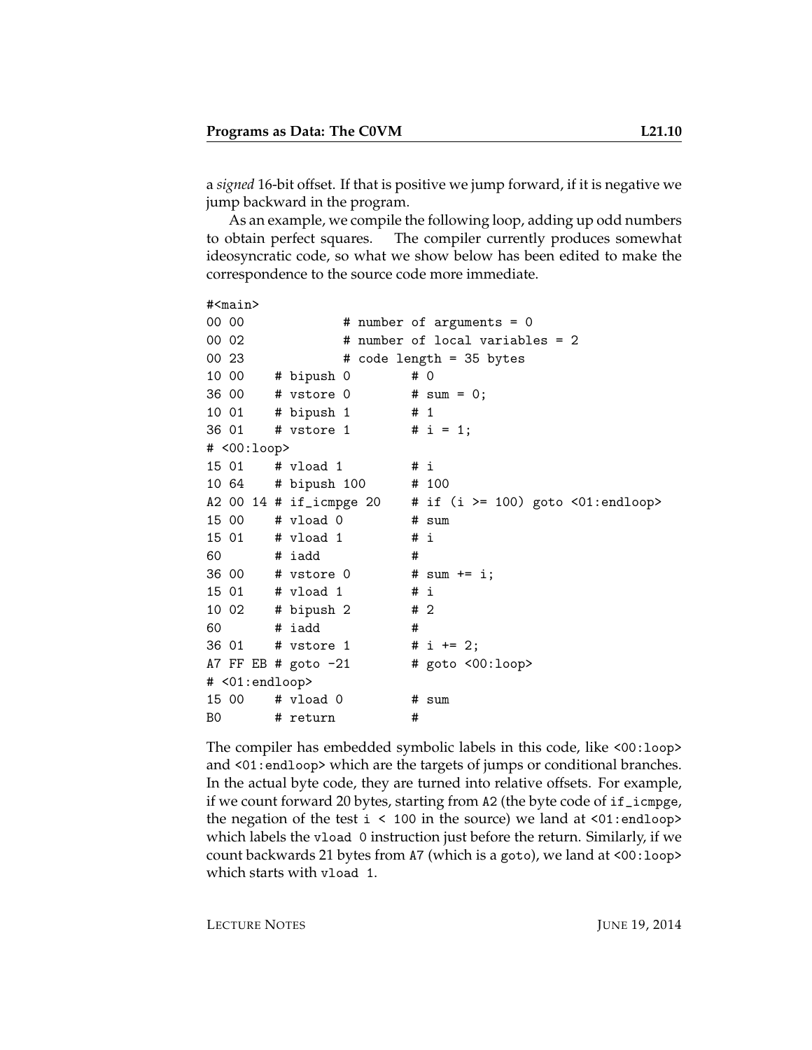a *signed* 16-bit offset. If that is positive we jump forward, if it is negative we jump backward in the program.

As an example, we compile the following loop, adding up odd numbers to obtain perfect squares. The compiler currently produces somewhat ideosyncratic code, so what we show below has been edited to make the correspondence to the source code more immediate.

```
#<main>
00 00              # number of arguments = 0
00 02              # number of local variables = 2
00 23              # code length = 35 bytes
10 00    # bipush 0        # 0
36 00    # vstore 0        # sum = 0;
10 01    # bipush 1        # 1
36 01    # vstore 1        # i = 1;
# <00:loop>
15 01    # vload 1         # i
10 64    # bipush 100      # 100
A2 00 14 # if_icmpge 20    # if (i >= 100) goto <01:endloop>
15 00    # vload 0         # sum
15 01    # vload 1         # i
60       # iadd            #
36 00    # vstore 0        # sum += i;
15 01    # vload 1         # i
10 02    # bipush 2        # 2
60       # iadd            #
36 01    # vstore 1        # i += 2;
A7 FF EB # goto -21        # goto <00:loop>
# <01:endloop>
15 00    # vload 0         # sum
B0       # return          #
```

The compiler has embedded symbolic labels in this code, like `<00:loop>` and `<01:endloop>` which are the targets of jumps or conditional branches. In the actual byte code, they are turned into relative offsets. For example, if we count forward 20 bytes, starting from `A2` (the byte code of `if_icmpge`, the negation of the test `i < 100` in the source) we land at `<01:endloop>` which labels the `vload 0` instruction just before the return. Similarly, if we count backwards 21 bytes from `A7` (which is a `goto`), we land at `<00:loop>` which starts with `vload 1`.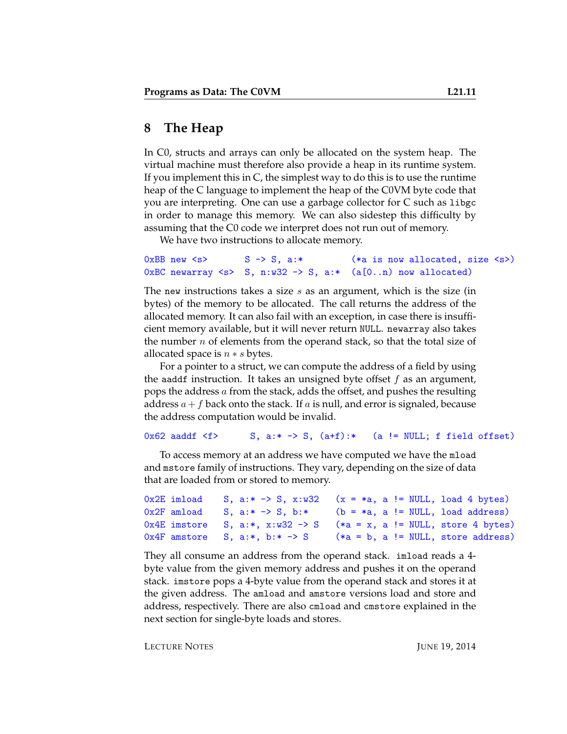## 8 The Heap

In C0, structs and arrays can only be allocated on the system heap. The virtual machine must therefore also provide a heap in its runtime system. If you implement this in C, the simplest way to do this is to use the runtime heap of the C language to implement the heap of the C0VM byte code that you are interpreting. One can use a garbage collector for C such as `libgc` in order to manage this memory. We can also sidestep this difficulty by assuming that the C0 code we interpret does not run out of memory.

We have two instructions to allocate memory.

```
0xBB new <s>       S -> S, a:*         (*a is now allocated, size <s>)
0xBC newarray <s>  S, n:w32 -> S, a:*  (a[0..n) now allocated)
```

The `new` instructions takes a size $s$ as an argument, which is the size (in bytes) of the memory to be allocated. The call returns the address of the allocated memory. It can also fail with an exception, in case there is insufficient memory available, but it will never return `NULL`. `newarray` also takes the number $n$ of elements from the operand stack, so that the total size of allocated space is $n * s$ bytes.

For a pointer to a struct, we can compute the address of a field by using the `aaddf` instruction. It takes an unsigned byte offset $f$ as an argument, pops the address $a$ from the stack, adds the offset, and pushes the resulting address $a + f$ back onto the stack. If $a$ is null, and error is signaled, because the address computation would be invalid.

```
0x62 aaddf <f>      S, a:* -> S, (a+f):*   (a != NULL; f field offset)
```

To access memory at an address we have computed we have the `mload` and `mstore` family of instructions. They vary, depending on the size of data that are loaded from or stored to memory.

```
0x2E imload    S, a:* -> S, x:w32   (x = *a, a != NULL, load 4 bytes)
0x2F amload    S, a:* -> S, b:*     (b = *a, a != NULL, load address)
0x4E imstore   S, a:*, x:w32 -> S   (*a = x, a != NULL, store 4 bytes)
0x4F amstore   S, a:*, b:* -> S     (*a = b, a != NULL, store address)
```

They all consume an address from the operand stack. `imload` reads a 4-byte value from the given memory address and pushes it on the operand stack. `imstore` pops a 4-byte value from the operand stack and stores it at the given address. The `amload` and `amstore` versions load and store and address, respectively. There are also `cmload` and `cmstore` explained in the next section for single-byte loads and stores.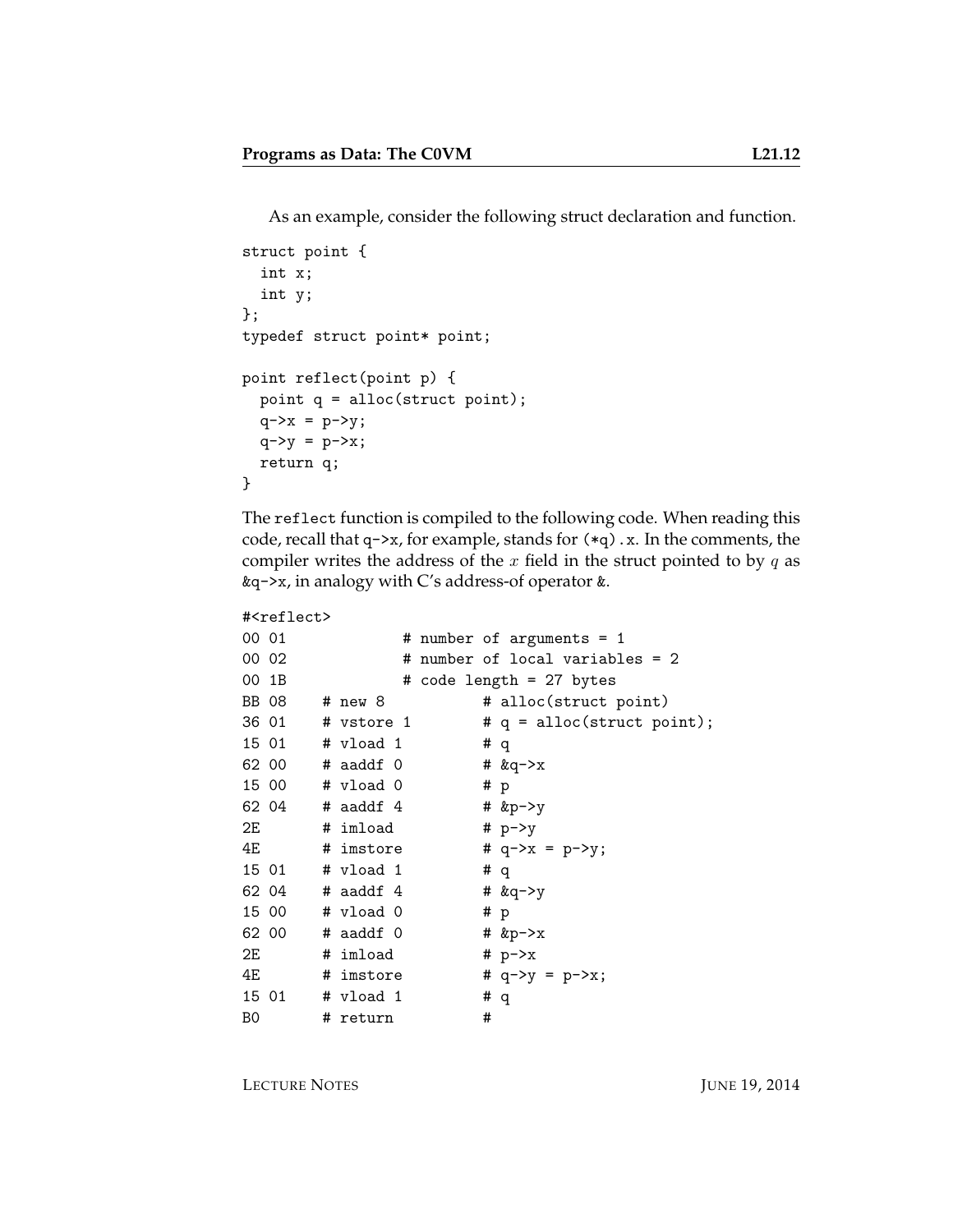As an example, consider the following struct declaration and function.

```
struct point {
  int x;
  int y;
};
typedef struct point* point;

point reflect(point p) {
  point q = alloc(struct point);
  q->x = p->y;
  q->y = p->x;
  return q;
}
```

The `reflect` function is compiled to the following code. When reading this code, recall that `q->x`, for example, stands for `(*q).x`. In the comments, the compiler writes the address of the $x$ field in the struct pointed to by $q$ as `&q->x`, in analogy with C's address-of operator `&`.

```
#<reflect>
00 01             # number of arguments = 1
00 02             # number of local variables = 2
00 1B             # code length = 27 bytes
BB 08    # new 8           # alloc(struct point)
36 01    # vstore 1        # q = alloc(struct point);
15 01    # vload 1         # q
62 00    # aaddf 0         # &q->x
15 00    # vload 0         # p
62 04    # aaddf 4         # &p->y
2E       # imload          # p->y
4E       # imstore         # q->x = p->y;
15 01    # vload 1         # q
62 04    # aaddf 4         # &q->y
15 00    # vload 0         # p
62 00    # aaddf 0         # &p->x
2E       # imload          # p->x
4E       # imstore         # q->y = p->x;
15 01    # vload 1         # q
B0       # return          #
```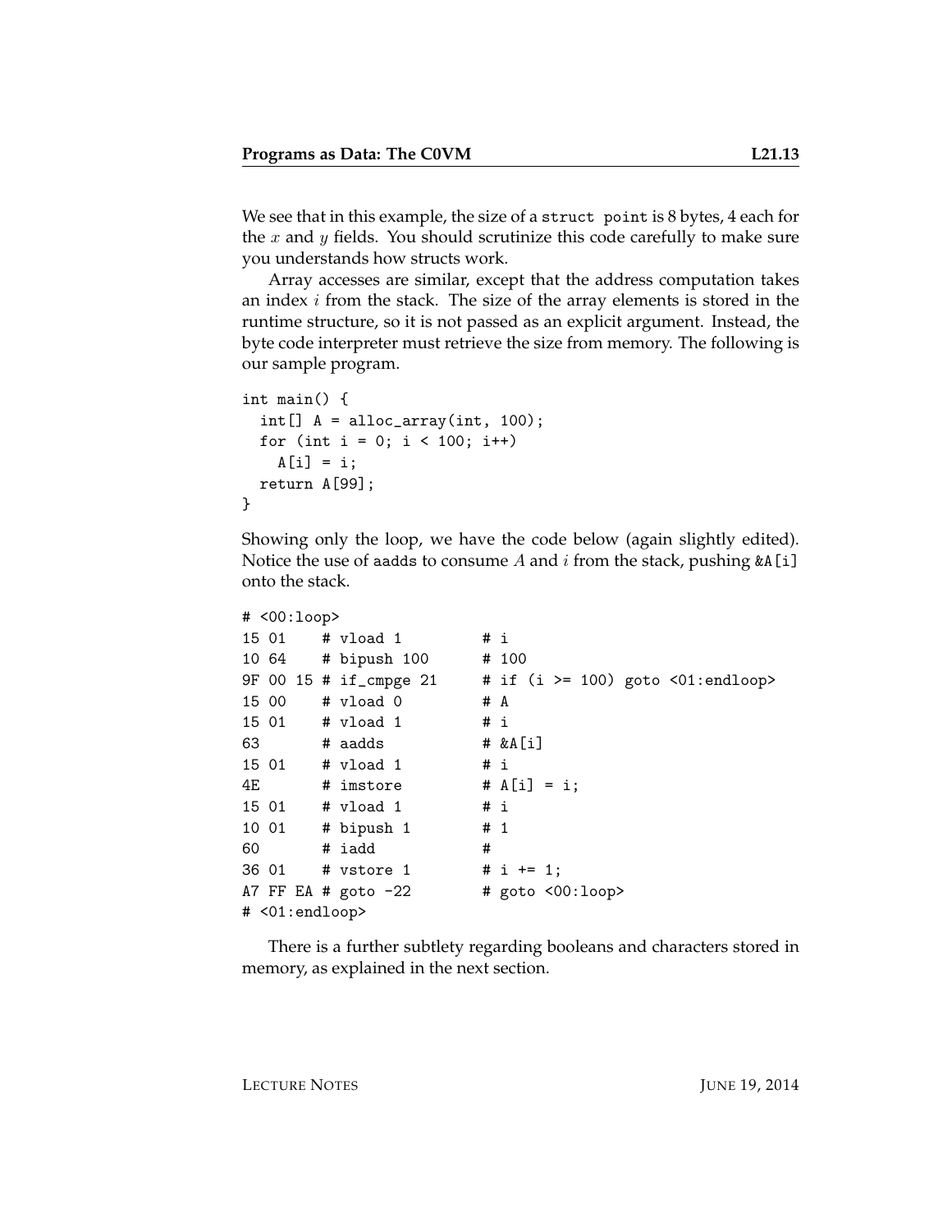We see that in this example, the size of a `struct point` is 8 bytes, 4 each for the $x$ and $y$ fields. You should scrutinize this code carefully to make sure you understands how structs work.

Array accesses are similar, except that the address computation takes an index $i$ from the stack. The size of the array elements is stored in the runtime structure, so it is not passed as an explicit argument. Instead, the byte code interpreter must retrieve the size from memory. The following is our sample program.

```
int main() {
  int[] A = alloc_array(int, 100);
  for (int i = 0; i < 100; i++)
    A[i] = i;
  return A[99];
}
```

Showing only the loop, we have the code below (again slightly edited). Notice the use of `aadds` to consume $A$ and $i$ from the stack, pushing `&A[i]` onto the stack.

```
# <00:loop>
15 01    # vload 1          # i
10 64    # bipush 100       # 100
9F 00 15 # if_cmpge 21      # if (i >= 100) goto <01:endloop>
15 00    # vload 0          # A
15 01    # vload 1          # i
63       # aadds            # &A[i]
15 01    # vload 1          # i
4E       # imstore          # A[i] = i;
15 01    # vload 1          # i
10 01    # bipush 1         # 1
60       # iadd             #
36 01    # vstore 1         # i += 1;
A7 FF EA # goto -22         # goto <00:loop>
# <01:endloop>
```

There is a further subtlety regarding booleans and characters stored in memory, as explained in the next section.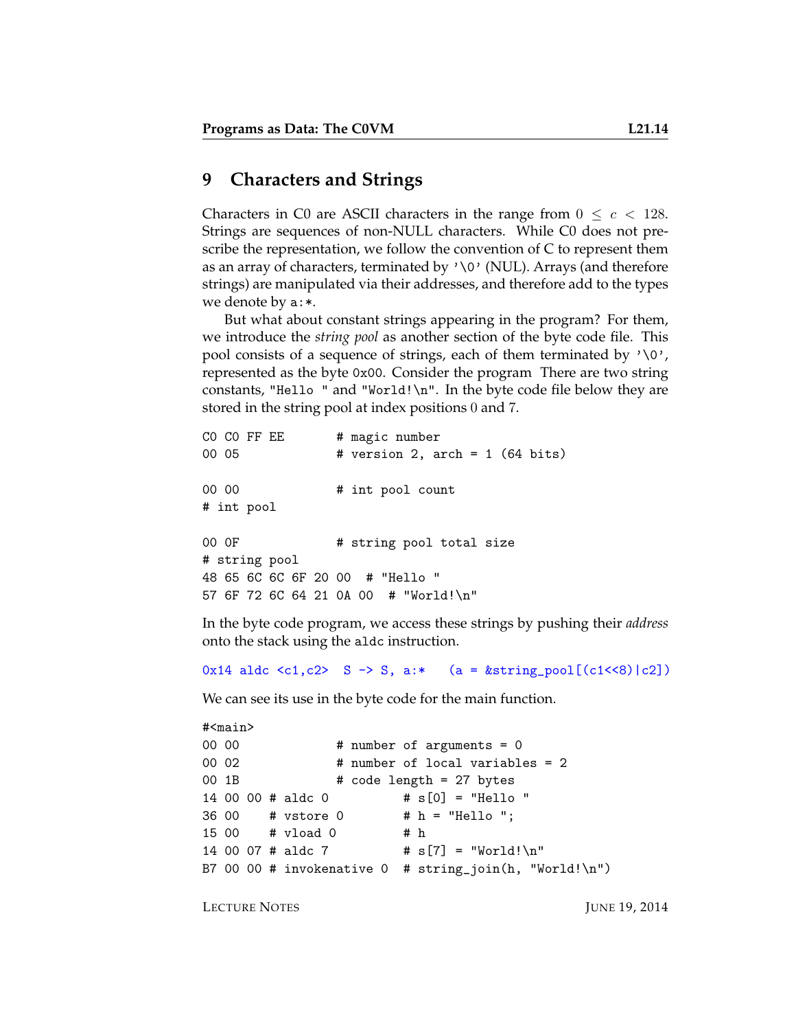## 9 Characters and Strings

Characters in C0 are ASCII characters in the range from $0 \leq c < 128$. Strings are sequences of non-NULL characters. While C0 does not prescribe the representation, we follow the convention of C to represent them as an array of characters, terminated by `'\0'` (NUL). Arrays (and therefore strings) are manipulated via their addresses, and therefore add to the types we denote by `a:*`.

But what about constant strings appearing in the program? For them, we introduce the *string pool* as another section of the byte code file. This pool consists of a sequence of strings, each of them terminated by `'\0'`, represented as the byte `0x00`. Consider the program There are two string constants, `"Hello "` and `"World!\n"`. In the byte code file below they are stored in the string pool at index positions 0 and 7.

```
C0 C0 FF EE       # magic number
00 05             # version 2, arch = 1 (64 bits)

00 00             # int pool count
# int pool

00 0F             # string pool total size
# string pool
48 65 6C 6C 6F 20 00  # "Hello "
57 6F 72 6C 64 21 0A 00  # "World!\n"
```

In the byte code program, we access these strings by pushing their *address* onto the stack using the `aldc` instruction.

```
0x14 aldc <c1,c2>  S -> S, a:*   (a = &string_pool[(c1<<8)|c2])
```

We can see its use in the byte code for the main function.

```
#<main>
00 00             # number of arguments = 0
00 02             # number of local variables = 2
00 1B             # code length = 27 bytes
14 00 00 # aldc 0          # s[0] = "Hello "
36 00    # vstore 0        # h = "Hello ";
15 00    # vload 0         # h
14 00 07 # aldc 7          # s[7] = "World!\n"
B7 00 00 # invokenative 0  # string_join(h, "World!\n")
```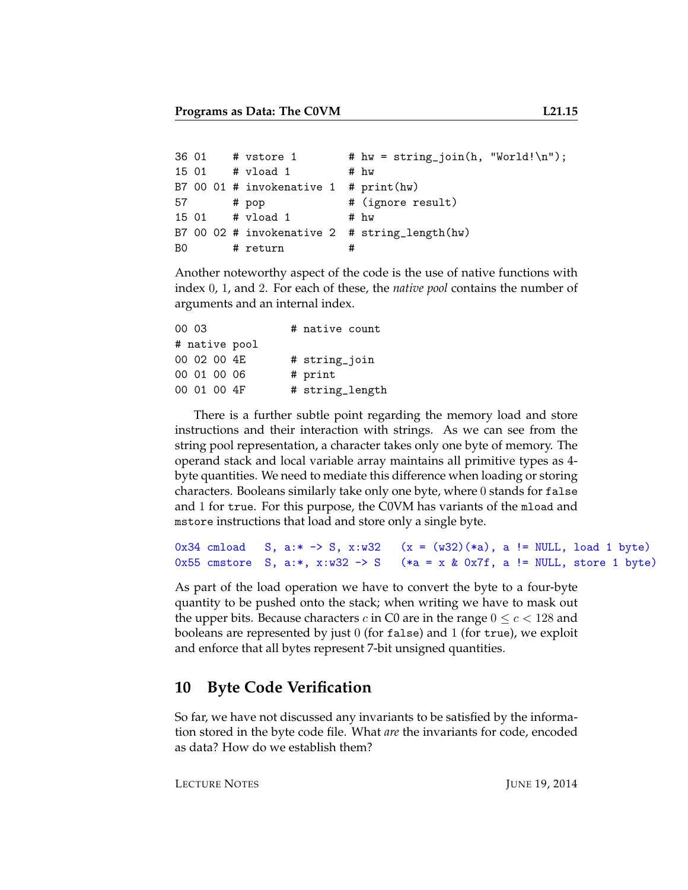```
36 01    # vstore 1        # hw = string_join(h, "World!\n");
15 01    # vload 1         # hw
B7 00 01 # invokenative 1  # print(hw)
57       # pop             # (ignore result)
15 01    # vload 1         # hw
B7 00 02 # invokenative 2  # string_length(hw)
B0       # return          #
```

Another noteworthy aspect of the code is the use of native functions with index 0, 1, and 2. For each of these, the *native pool* contains the number of arguments and an internal index.

```
00 03            # native count
# native pool
00 02 00 4E      # string_join
00 01 00 06      # print
00 01 00 4F      # string_length
```

There is a further subtle point regarding the memory load and store instructions and their interaction with strings. As we can see from the string pool representation, a character takes only one byte of memory. The operand stack and local variable array maintains all primitive types as 4-byte quantities. We need to mediate this difference when loading or storing characters. Booleans similarly take only one byte, where 0 stands for `false` and 1 for `true`. For this purpose, the C0VM has variants of the `mload` and `mstore` instructions that load and store only a single byte.

```
0x34 cmload   S, a:* -> S, x:w32   (x = (w32)(*a), a != NULL, load 1 byte)
0x55 cmstore  S, a:*, x:w32 -> S   (*a = x & 0x7f, a != NULL, store 1 byte)
```

As part of the load operation we have to convert the byte to a four-byte quantity to be pushed onto the stack; when writing we have to mask out the upper bits. Because characters $c$ in C0 are in the range $0 \leq c < 128$ and booleans are represented by just 0 (for `false`) and 1 (for `true`), we exploit and enforce that all bytes represent 7-bit unsigned quantities.

## 10 Byte Code Verification

So far, we have not discussed any invariants to be satisfied by the information stored in the byte code file. What *are* the invariants for code, encoded as data? How do we establish them?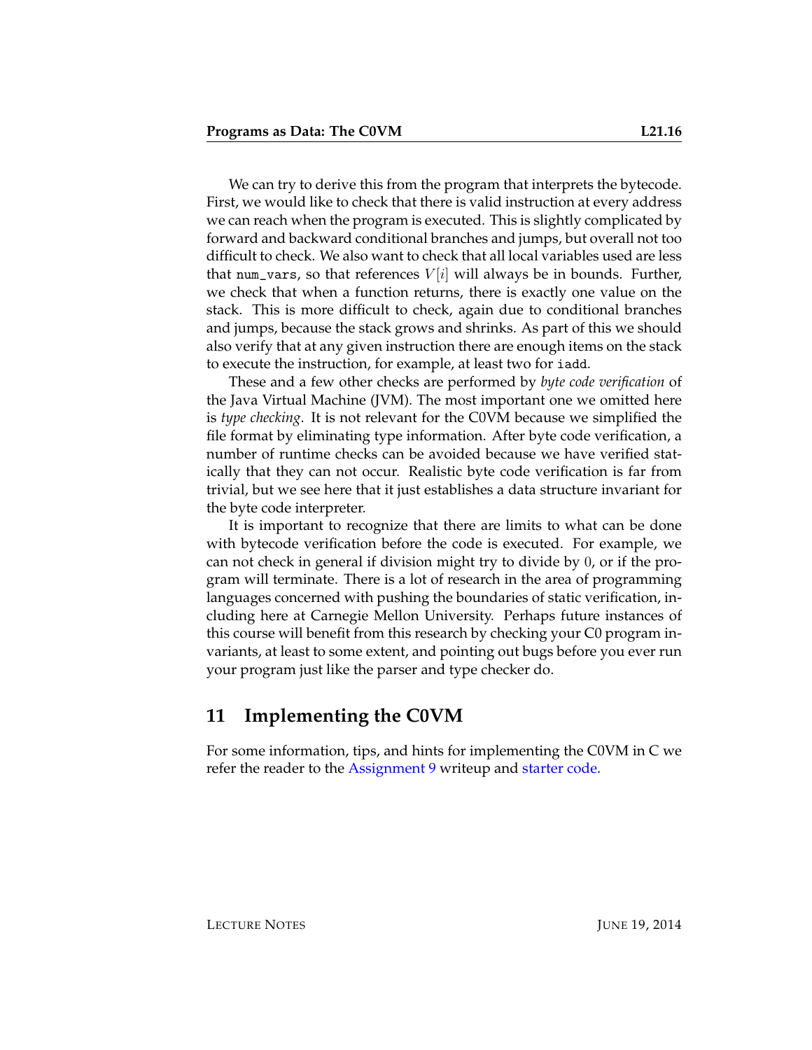We can try to derive this from the program that interprets the bytecode. First, we would like to check that there is valid instruction at every address we can reach when the program is executed. This is slightly complicated by forward and backward conditional branches and jumps, but overall not too difficult to check. We also want to check that all local variables used are less that `num_vars`, so that references $V[i]$ will always be in bounds. Further, we check that when a function returns, there is exactly one value on the stack. This is more difficult to check, again due to conditional branches and jumps, because the stack grows and shrinks. As part of this we should also verify that at any given instruction there are enough items on the stack to execute the instruction, for example, at least two for `iadd`.

These and a few other checks are performed by *byte code verification* of the Java Virtual Machine (JVM). The most important one we omitted here is *type checking*. It is not relevant for the C0VM because we simplified the file format by eliminating type information. After byte code verification, a number of runtime checks can be avoided because we have verified statically that they can not occur. Realistic byte code verification is far from trivial, but we see here that it just establishes a data structure invariant for the byte code interpreter.

It is important to recognize that there are limits to what can be done with bytecode verification before the code is executed. For example, we can not check in general if division might try to divide by 0, or if the program will terminate. There is a lot of research in the area of programming languages concerned with pushing the boundaries of static verification, including here at Carnegie Mellon University. Perhaps future instances of this course will benefit from this research by checking your C0 program invariants, at least to some extent, and pointing out bugs before you ever run your program just like the parser and type checker do.

## 11 Implementing the C0VM

For some information, tips, and hints for implementing the C0VM in C we refer the reader to the Assignment 9 writeup and starter code.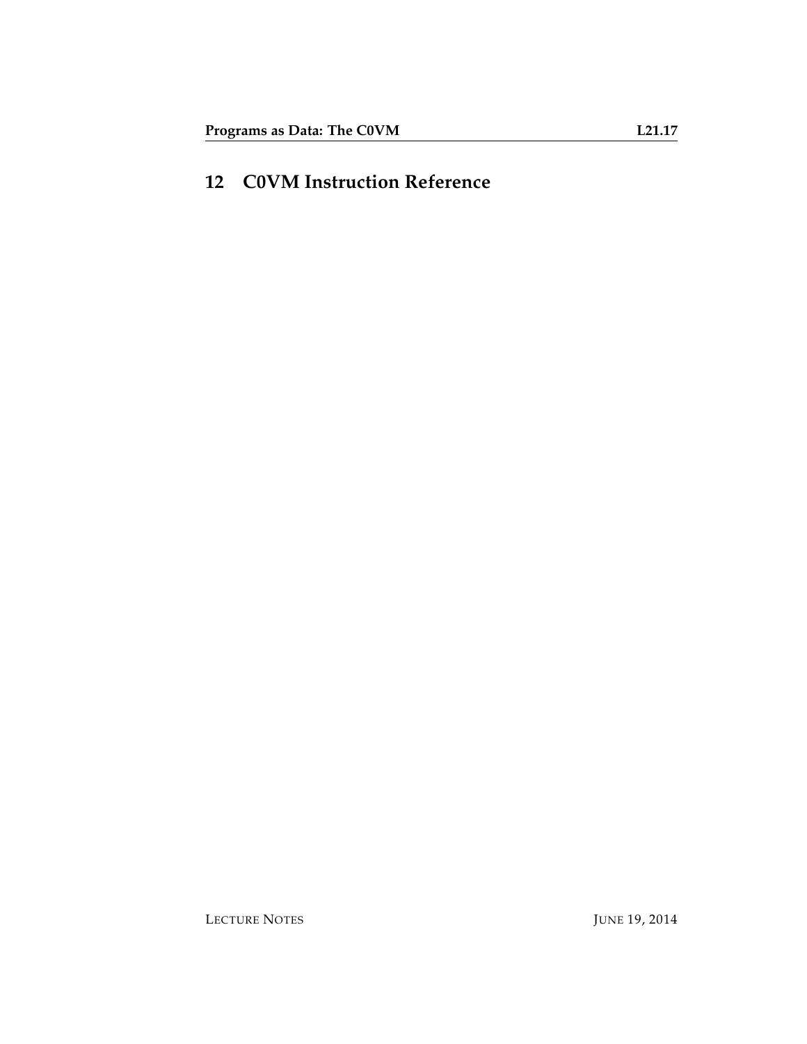## 12 C0VM Instruction Reference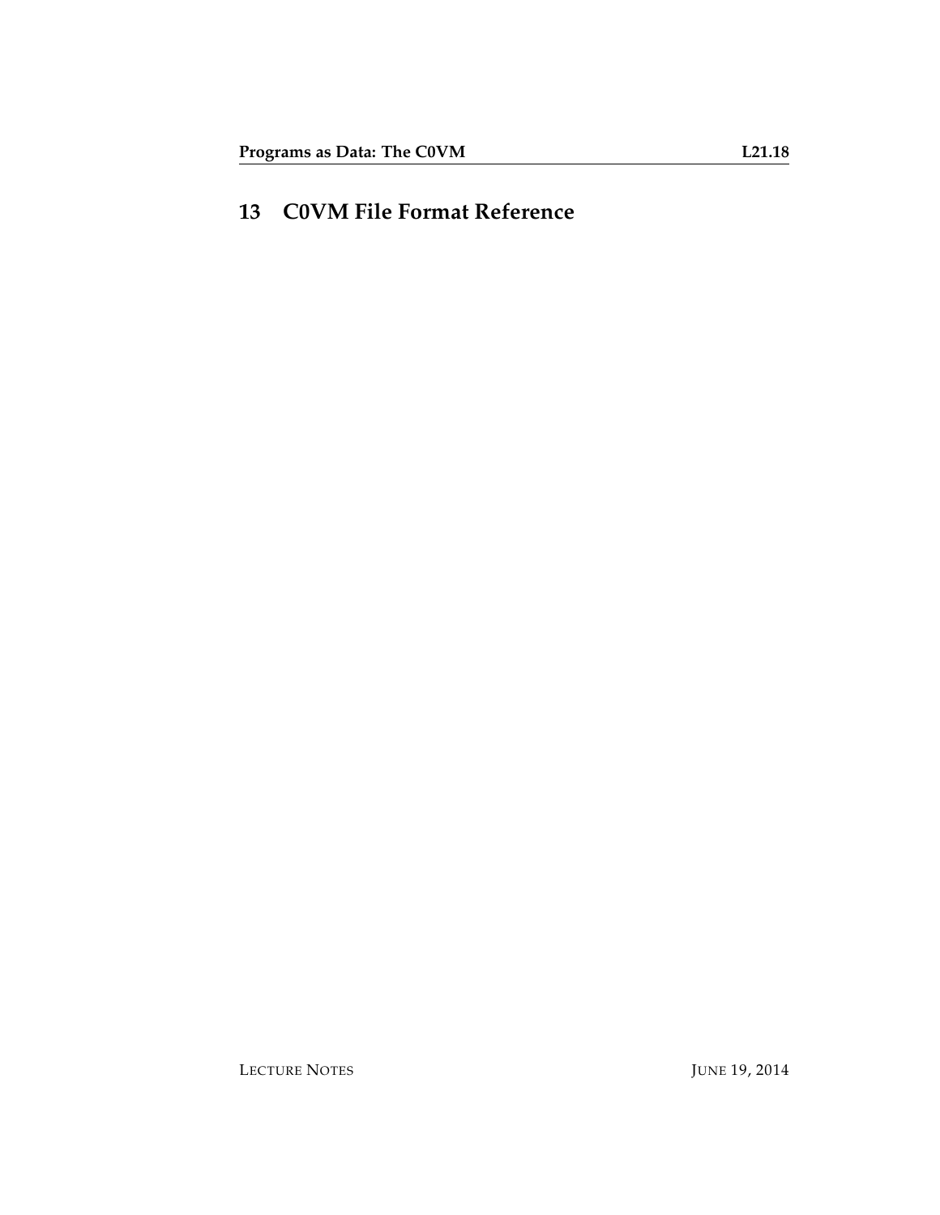## 13 C0VM File Format Reference